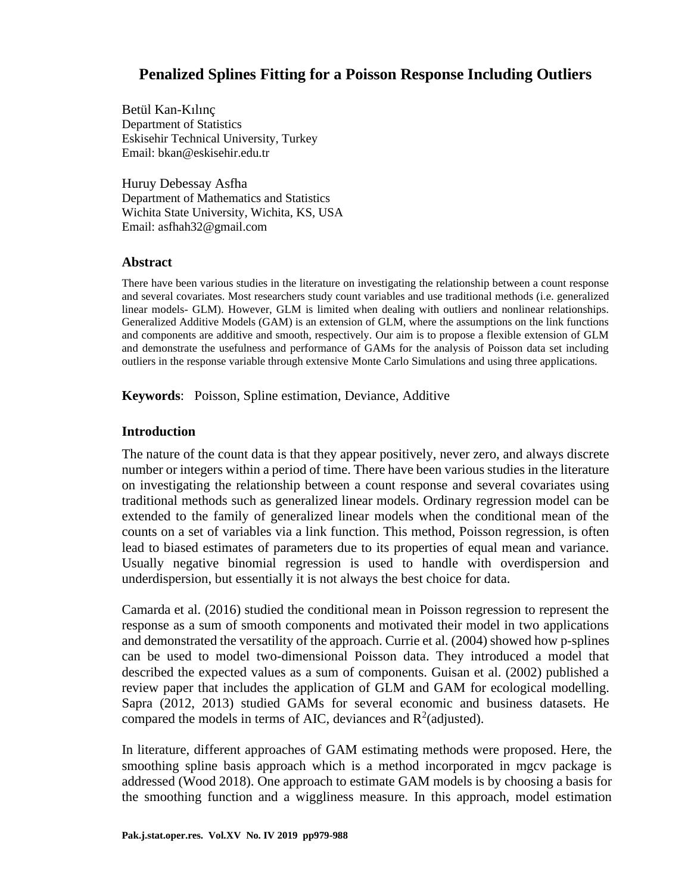# Penalized Splines Fitting for a Poisson Response Including Outliers

Betül Kan-Kılınç
Department of Statistics
Eskisehir Technical University, Turkey
Email: bkan@eskisehir.edu.tr

Huruy Debessay Asfha
Department of Mathematics and Statistics
Wichita State University, Wichita, KS, USA
Email: asfhah32@gmail.com

## Abstract

There have been various studies in the literature on investigating the relationship between a count response and several covariates. Most researchers study count variables and use traditional methods (i.e. generalized linear models- GLM). However, GLM is limited when dealing with outliers and nonlinear relationships. Generalized Additive Models (GAM) is an extension of GLM, where the assumptions on the link functions and components are additive and smooth, respectively. Our aim is to propose a flexible extension of GLM and demonstrate the usefulness and performance of GAMs for the analysis of Poisson data set including outliers in the response variable through extensive Monte Carlo Simulations and using three applications.

**Keywords**: Poisson, Spline estimation, Deviance, Additive

## Introduction

The nature of the count data is that they appear positively, never zero, and always discrete number or integers within a period of time. There have been various studies in the literature on investigating the relationship between a count response and several covariates using traditional methods such as generalized linear models. Ordinary regression model can be extended to the family of generalized linear models when the conditional mean of the counts on a set of variables via a link function. This method, Poisson regression, is often lead to biased estimates of parameters due to its properties of equal mean and variance. Usually negative binomial regression is used to handle with overdispersion and underdispersion, but essentially it is not always the best choice for data.

Camarda et al. (2016) studied the conditional mean in Poisson regression to represent the response as a sum of smooth components and motivated their model in two applications and demonstrated the versatility of the approach. Currie et al. (2004) showed how p-splines can be used to model two-dimensional Poisson data. They introduced a model that described the expected values as a sum of components. Guisan et al. (2002) published a review paper that includes the application of GLM and GAM for ecological modelling. Sapra (2012, 2013) studied GAMs for several economic and business datasets. He compared the models in terms of AIC, deviances and $R^2$(adjusted).

In literature, different approaches of GAM estimating methods were proposed. Here, the smoothing spline basis approach which is a method incorporated in mgcv package is addressed (Wood 2018). One approach to estimate GAM models is by choosing a basis for the smoothing function and a wiggliness measure. In this approach, model estimation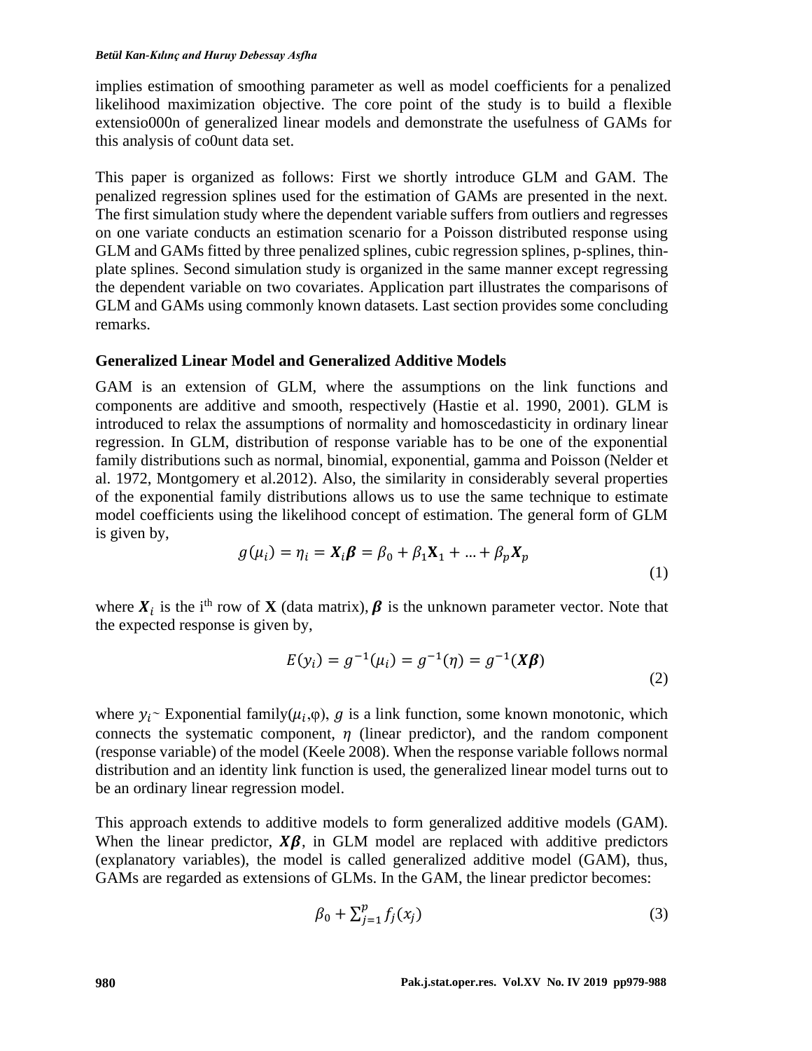implies estimation of smoothing parameter as well as model coefficients for a penalized likelihood maximization objective. The core point of the study is to build a flexible extensio000n of generalized linear models and demonstrate the usefulness of GAMs for this analysis of co0unt data set.

This paper is organized as follows: First we shortly introduce GLM and GAM. The penalized regression splines used for the estimation of GAMs are presented in the next. The first simulation study where the dependent variable suffers from outliers and regresses on one variate conducts an estimation scenario for a Poisson distributed response using GLM and GAMs fitted by three penalized splines, cubic regression splines, p-splines, thin-plate splines. Second simulation study is organized in the same manner except regressing the dependent variable on two covariates. Application part illustrates the comparisons of GLM and GAMs using commonly known datasets. Last section provides some concluding remarks.

## Generalized Linear Model and Generalized Additive Models

GAM is an extension of GLM, where the assumptions on the link functions and components are additive and smooth, respectively (Hastie et al. 1990, 2001). GLM is introduced to relax the assumptions of normality and homoscedasticity in ordinary linear regression. In GLM, distribution of response variable has to be one of the exponential family distributions such as normal, binomial, exponential, gamma and Poisson (Nelder et al. 1972, Montgomery et al.2012). Also, the similarity in considerably several properties of the exponential family distributions allows us to use the same technique to estimate model coefficients using the likelihood concept of estimation. The general form of GLM is given by,

$$g(\mu_i) = \eta_i = \boldsymbol{X}_i\boldsymbol{\beta} = \beta_0 + \beta_1\mathbf{X}_1 + \dots + \beta_p\boldsymbol{X}_p \tag{1}$$

where $\boldsymbol{X}_i$ is the i$^{th}$ row of $\mathbf{X}$ (data matrix), $\boldsymbol{\beta}$ is the unknown parameter vector. Note that the expected response is given by,

$$E(y_i) = g^{-1}(\mu_i) = g^{-1}(\eta) = g^{-1}(\boldsymbol{X\beta}) \tag{2}$$

where $y_i$~ Exponential family($\mu_i$,φ), $g$ is a link function, some known monotonic, which connects the systematic component, $\eta$ (linear predictor), and the random component (response variable) of the model (Keele 2008). When the response variable follows normal distribution and an identity link function is used, the generalized linear model turns out to be an ordinary linear regression model.

This approach extends to additive models to form generalized additive models (GAM). When the linear predictor, $\boldsymbol{X\beta}$, in GLM model are replaced with additive predictors (explanatory variables), the model is called generalized additive model (GAM), thus, GAMs are regarded as extensions of GLMs. In the GAM, the linear predictor becomes:

$$\beta_0 + \sum_{j=1}^{p} f_j(x_j) \tag{3}$$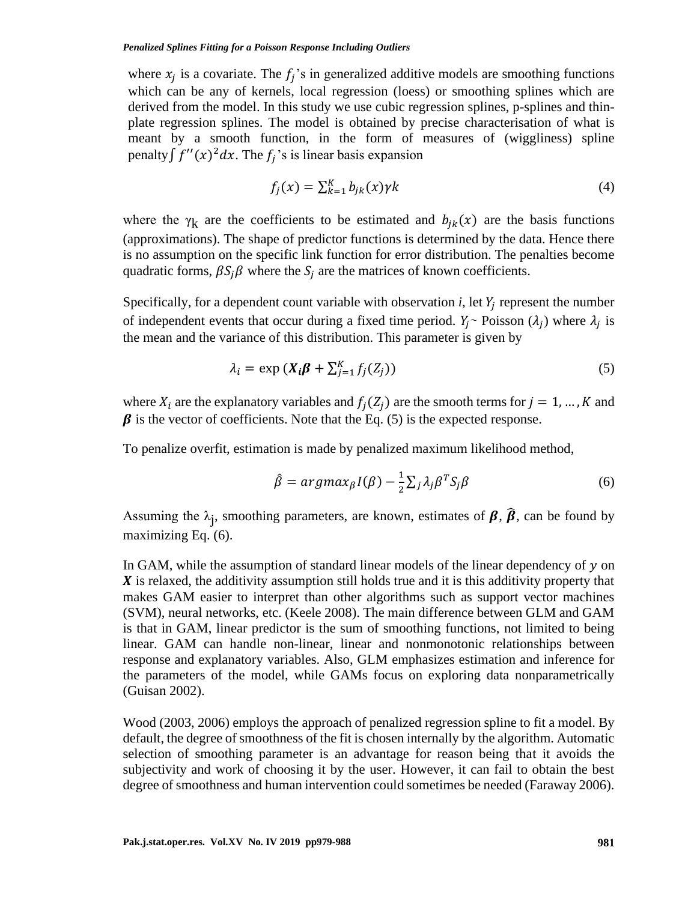where $x_j$ is a covariate. The $f_j$'s in generalized additive models are smoothing functions which can be any of kernels, local regression (loess) or smoothing splines which are derived from the model. In this study we use cubic regression splines, p-splines and thin-plate regression splines. The model is obtained by precise characterisation of what is meant by a smooth function, in the form of measures of (wiggliness) spline penalty$\int f''(x)^2 dx$. The $f_j$'s is linear basis expansion

$$f_j(x) = \sum_{k=1}^{K} b_{jk}(x)\gamma k \tag{4}$$

where the $\gamma_k$ are the coefficients to be estimated and $b_{jk}(x)$ are the basis functions (approximations). The shape of predictor functions is determined by the data. Hence there is no assumption on the specific link function for error distribution. The penalties become quadratic forms, $\beta S_j \beta$ where the $S_j$ are the matrices of known coefficients.

Specifically, for a dependent count variable with observation *i*, let $Y_j$ represent the number of independent events that occur during a fixed time period. $Y_j$ ~ Poisson ($\lambda_j$) where $\lambda_j$ is the mean and the variance of this distribution. This parameter is given by

$$\lambda_i = \exp\left(\boldsymbol{X_i \beta} + \sum_{j=1}^{K} f_j(Z_j)\right) \tag{5}$$

where $X_i$ are the explanatory variables and $f_j(Z_j)$ are the smooth terms for $j = 1, \ldots, K$ and $\boldsymbol{\beta}$ is the vector of coefficients. Note that the Eq. (5) is the expected response.

To penalize overfit, estimation is made by penalized maximum likelihood method,

$$\hat{\beta} = argmax_{\beta} I(\beta) - \frac{1}{2}\sum_j \lambda_j \beta^T S_j \beta \tag{6}$$

Assuming the $\lambda_j$, smoothing parameters, are known, estimates of $\boldsymbol{\beta}$, $\widehat{\boldsymbol{\beta}}$, can be found by maximizing Eq. (6).

In GAM, while the assumption of standard linear models of the linear dependency of $y$ on $\boldsymbol{X}$ is relaxed, the additivity assumption still holds true and it is this additivity property that makes GAM easier to interpret than other algorithms such as support vector machines (SVM), neural networks, etc. (Keele 2008). The main difference between GLM and GAM is that in GAM, linear predictor is the sum of smoothing functions, not limited to being linear. GAM can handle non-linear, linear and nonmonotonic relationships between response and explanatory variables. Also, GLM emphasizes estimation and inference for the parameters of the model, while GAMs focus on exploring data nonparametrically (Guisan 2002).

Wood (2003, 2006) employs the approach of penalized regression spline to fit a model. By default, the degree of smoothness of the fit is chosen internally by the algorithm. Automatic selection of smoothing parameter is an advantage for reason being that it avoids the subjectivity and work of choosing it by the user. However, it can fail to obtain the best degree of smoothness and human intervention could sometimes be needed (Faraway 2006).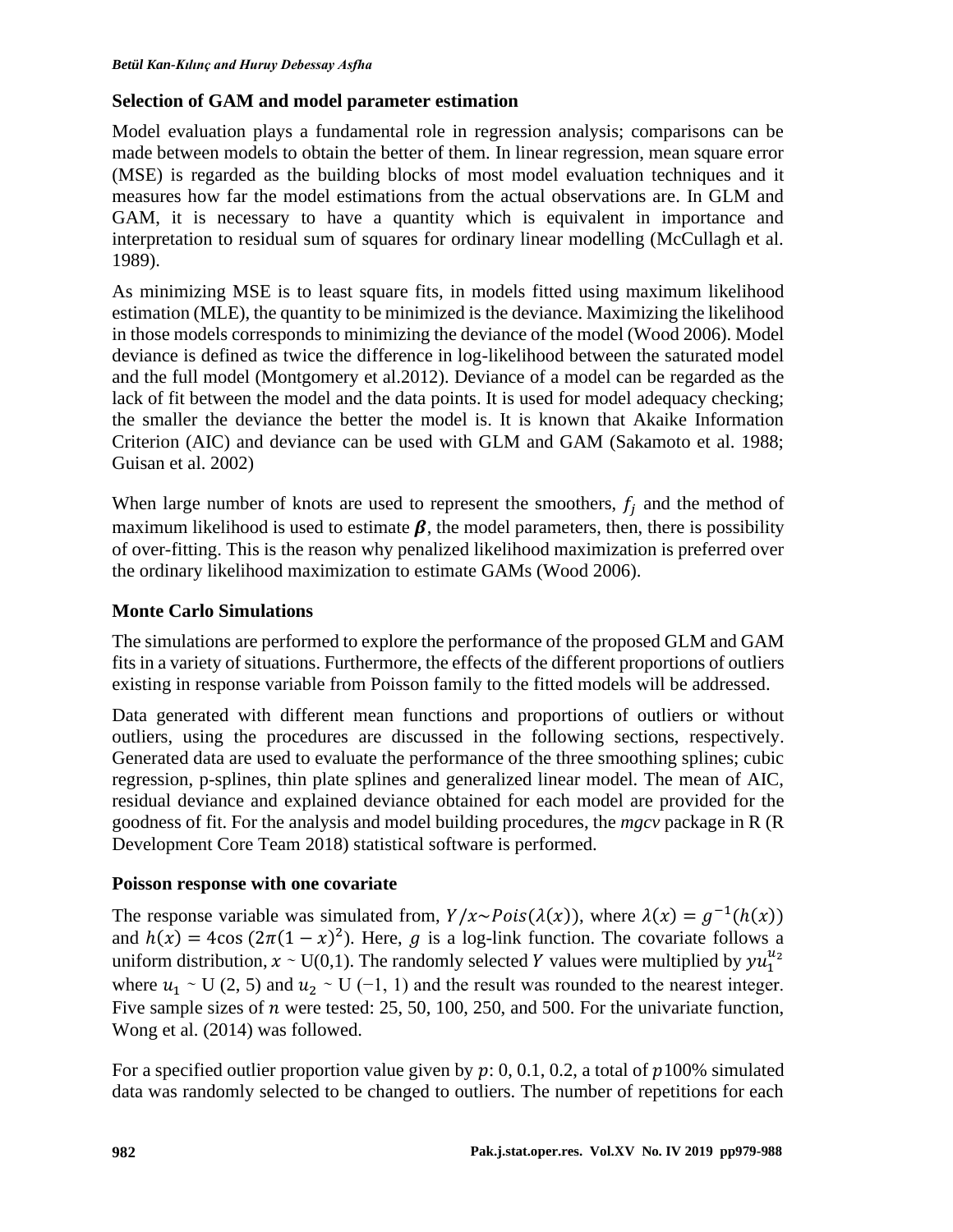### Selection of GAM and model parameter estimation

Model evaluation plays a fundamental role in regression analysis; comparisons can be made between models to obtain the better of them. In linear regression, mean square error (MSE) is regarded as the building blocks of most model evaluation techniques and it measures how far the model estimations from the actual observations are. In GLM and GAM, it is necessary to have a quantity which is equivalent in importance and interpretation to residual sum of squares for ordinary linear modelling (McCullagh et al. 1989).

As minimizing MSE is to least square fits, in models fitted using maximum likelihood estimation (MLE), the quantity to be minimized is the deviance. Maximizing the likelihood in those models corresponds to minimizing the deviance of the model (Wood 2006). Model deviance is defined as twice the difference in log-likelihood between the saturated model and the full model (Montgomery et al.2012). Deviance of a model can be regarded as the lack of fit between the model and the data points. It is used for model adequacy checking; the smaller the deviance the better the model is. It is known that Akaike Information Criterion (AIC) and deviance can be used with GLM and GAM (Sakamoto et al. 1988; Guisan et al. 2002)

When large number of knots are used to represent the smoothers, $f_j$ and the method of maximum likelihood is used to estimate $\boldsymbol{\beta}$, the model parameters, then, there is possibility of over-fitting. This is the reason why penalized likelihood maximization is preferred over the ordinary likelihood maximization to estimate GAMs (Wood 2006).

### Monte Carlo Simulations

The simulations are performed to explore the performance of the proposed GLM and GAM fits in a variety of situations. Furthermore, the effects of the different proportions of outliers existing in response variable from Poisson family to the fitted models will be addressed.

Data generated with different mean functions and proportions of outliers or without outliers, using the procedures are discussed in the following sections, respectively. Generated data are used to evaluate the performance of the three smoothing splines; cubic regression, p-splines, thin plate splines and generalized linear model. The mean of AIC, residual deviance and explained deviance obtained for each model are provided for the goodness of fit. For the analysis and model building procedures, the *mgcv* package in R (R Development Core Team 2018) statistical software is performed.

### Poisson response with one covariate

The response variable was simulated from, $Y/x \sim Pois(\lambda(x))$, where $\lambda(x) = g^{-1}(h(x))$ and $h(x) = 4\cos(2\pi(1-x)^2)$. Here, $g$ is a log-link function. The covariate follows a uniform distribution, $x$ ~ U(0,1). The randomly selected $Y$ values were multiplied by $yu_1^{u_2}$ where $u_1$ ~ U (2, 5) and $u_2$ ~ U (−1, 1) and the result was rounded to the nearest integer. Five sample sizes of $n$ were tested: 25, 50, 100, 250, and 500. For the univariate function, Wong et al. (2014) was followed.

For a specified outlier proportion value given by $p$: 0, 0.1, 0.2, a total of $p$100% simulated data was randomly selected to be changed to outliers. The number of repetitions for each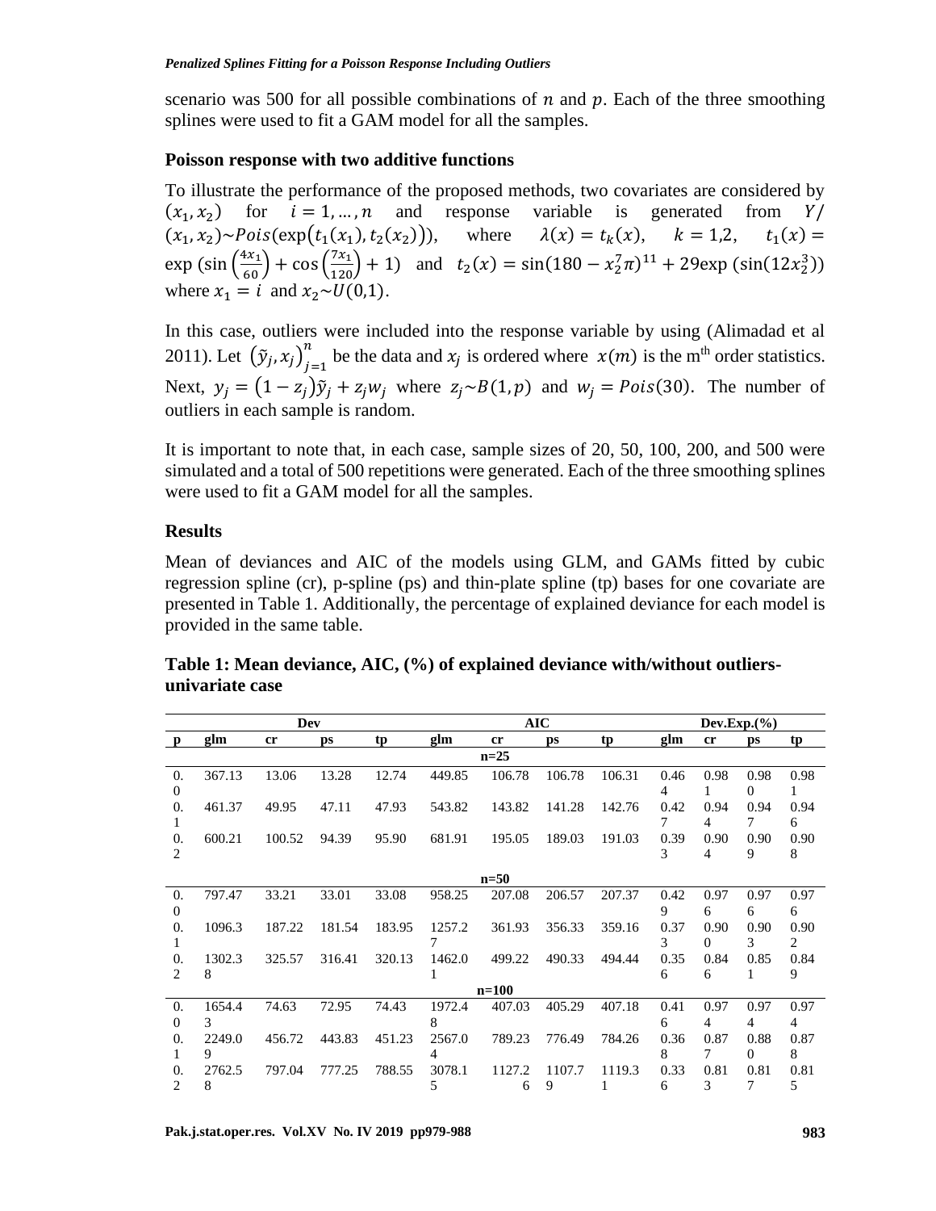scenario was 500 for all possible combinations of $n$ and $p$. Each of the three smoothing splines were used to fit a GAM model for all the samples.

### Poisson response with two additive functions

To illustrate the performance of the proposed methods, two covariates are considered by $(x_1, x_2)$ for $i = 1, \dots, n$ and response variable is generated from $Y/(x_1, x_2) \sim Pois(\exp(t_1(x_1), t_2(x_2)))$, where $\lambda(x) = t_k(x)$, $k = 1,2$, $t_1(x) = \exp\left(\sin\left(\frac{4x_1}{60}\right) + \cos\left(\frac{7x_1}{120}\right) + 1\right)$ and $t_2(x) = \sin(180 - x_2^7\pi)^{11} + 29\exp\left(\sin(12x_2^3)\right)$ where $x_1 = i$ and $x_2 \sim U(0,1)$.

In this case, outliers were included into the response variable by using (Alimadad et al 2011). Let $(\tilde{y}_j, x_j)_{j=1}^{n}$ be the data and $x_j$ is ordered where $x(m)$ is the m[th] order statistics. Next, $y_j = (1 - z_j)\tilde{y}_j + z_j w_j$ where $z_j \sim B(1, p)$ and $w_j = Pois(30)$. The number of outliers in each sample is random.

It is important to note that, in each case, sample sizes of 20, 50, 100, 200, and 500 were simulated and a total of 500 repetitions were generated. Each of the three smoothing splines were used to fit a GAM model for all the samples.

### Results

Mean of deviances and AIC of the models using GLM, and GAMs fitted by cubic regression spline (cr), p-spline (ps) and thin-plate spline (tp) bases for one covariate are presented in Table 1. Additionally, the percentage of explained deviance for each model is provided in the same table.

**Table 1: Mean deviance, AIC, (%) of explained deviance with/without outliers-univariate case**

| | Dev | | | | AIC | | | | Dev.Exp.(%) | | | |
|---|---|---|---|---|---|---|---|---|---|---|---|---|
| **p** | **glm** | **cr** | **ps** | **tp** | **glm** | **cr** | **ps** | **tp** | **glm** | **cr** | **ps** | **tp** |
| | | | | | **n=25** | | | | | | | |
| 0.0 | 367.13 | 13.06 | 13.28 | 12.74 | 449.85 | 106.78 | 106.78 | 106.31 | 0.464 | 0.981 | 0.980 | 0.981 |
| 0.1 | 461.37 | 49.95 | 47.11 | 47.93 | 543.82 | 143.82 | 141.28 | 142.76 | 0.427 | 0.944 | 0.947 | 0.946 |
| 0.2 | 600.21 | 100.52 | 94.39 | 95.90 | 681.91 | 195.05 | 189.03 | 191.03 | 0.393 | 0.904 | 0.909 | 0.908 |
| | | | | | **n=50** | | | | | | | |
| 0.0 | 797.47 | 33.21 | 33.01 | 33.08 | 958.25 | 207.08 | 206.57 | 207.37 | 0.429 | 0.976 | 0.976 | 0.976 |
| 0.1 | 1096.3 | 187.22 | 181.54 | 183.95 | 1257.27 | 361.93 | 356.33 | 359.16 | 0.373 | 0.900 | 0.903 | 0.902 |
| 0.2 | 1302.38 | 325.57 | 316.41 | 320.13 | 1462.01 | 499.22 | 490.33 | 494.44 | 0.356 | 0.846 | 0.851 | 0.849 |
| | | | | | **n=100** | | | | | | | |
| 0.0 | 1654.43 | 74.63 | 72.95 | 74.43 | 1972.48 | 407.03 | 405.29 | 407.18 | 0.416 | 0.974 | 0.974 | 0.974 |
| 0.1 | 2249.09 | 456.72 | 443.83 | 451.23 | 2567.04 | 789.23 | 776.49 | 784.26 | 0.368 | 0.877 | 0.880 | 0.878 |
| 0.2 | 2762.58 | 797.04 | 777.25 | 788.55 | 3078.15 | 1127.26 | 1107.79 | 1119.31 | 0.336 | 0.813 | 0.817 | 0.815 |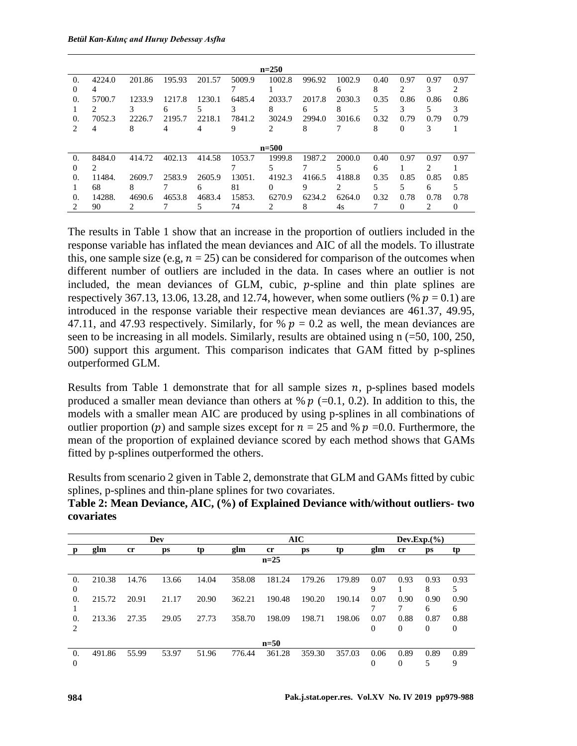| p | glm | cr | ps | tp | glm | cr | ps | tp | glm | cr | ps | tp |
|---|---|---|---|---|---|---|---|---|---|---|---|---|
| | | | | | | n=250 | | | | | | |
| 0.0 | 4224.04 | 201.86 | 195.93 | 201.57 | 5009.97 | 1002.81 | 996.92 | 1002.96 | 0.408 | 0.972 | 0.973 | 0.972 |
| 0.1 | 5700.72 | 1233.93 | 1217.86 | 1230.15 | 6485.43 | 2033.78 | 2017.86 | 2030.38 | 0.355 | 0.863 | 0.865 | 0.863 |
| 0.2 | 7052.34 | 2226.78 | 2195.74 | 2218.14 | 7841.29 | 3024.92 | 2994.08 | 3016.67 | 0.328 | 0.790 | 0.793 | 0.791 |
| | | | | | | n=500 | | | | | | |
| 0.0 | 8484.02 | 414.72 | 402.13 | 414.58 | 1053.77 | 1999.85 | 1987.27 | 2000.05 | 0.406 | 0.971 | 0.972 | 0.971 |
| 0.1 | 11484.68 | 2609.78 | 2583.97 | 2605.96 | 13051.81 | 4192.30 | 4166.59 | 4188.82 | 0.355 | 0.855 | 0.856 | 0.855 |
| 0.2 | 14288.90 | 4690.62 | 4653.87 | 4683.45 | 15853.74 | 6270.92 | 6234.28 | 6264.04s | 0.327 | 0.780 | 0.782 | 0.780 |

The results in Table 1 show that an increase in the proportion of outliers included in the response variable has inflated the mean deviances and AIC of all the models. To illustrate this, one sample size (e.g, $n = 25$) can be considered for comparison of the outcomes when different number of outliers are included in the data. In cases where an outlier is not included, the mean deviances of GLM, cubic, $p$-spline and thin plate splines are respectively 367.13, 13.06, 13.28, and 12.74, however, when some outliers (% $p = 0.1$) are introduced in the response variable their respective mean deviances are 461.37, 49.95, 47.11, and 47.93 respectively. Similarly, for % $p = 0.2$ as well, the mean deviances are seen to be increasing in all models. Similarly, results are obtained using n (=50, 100, 250, 500) support this argument. This comparison indicates that GAM fitted by p-splines outperformed GLM.

Results from Table 1 demonstrate that for all sample sizes $n$, p-splines based models produced a smaller mean deviance than others at % $p$ (=0.1, 0.2). In addition to this, the models with a smaller mean AIC are produced by using p-splines in all combinations of outlier proportion ($p$) and sample sizes except for $n = 25$ and % $p$ =0.0. Furthermore, the mean of the proportion of explained deviance scored by each method shows that GAMs fitted by p-splines outperformed the others.

Results from scenario 2 given in Table 2, demonstrate that GLM and GAMs fitted by cubic splines, p-splines and thin-plane splines for two covariates.

**Table 2: Mean Deviance, AIC, (%) of Explained Deviance with/without outliers- two covariates**

| | Dev | | | | AIC | | | | Dev.Exp.(%) | | | |
|---|---|---|---|---|---|---|---|---|---|---|---|---|
| **p** | **glm** | **cr** | **ps** | **tp** | **glm** | **cr** | **ps** | **tp** | **glm** | **cr** | **ps** | **tp** |
| | | | | | | n=25 | | | | | | |
| 0.0 | 210.38 | 14.76 | 13.66 | 14.04 | 358.08 | 181.24 | 179.26 | 179.89 | 0.079 | 0.931 | 0.938 | 0.935 |
| 0.1 | 215.72 | 20.91 | 21.17 | 20.90 | 362.21 | 190.48 | 190.20 | 190.14 | 0.077 | 0.907 | 0.906 | 0.906 |
| 0.2 | 213.36 | 27.35 | 29.05 | 27.73 | 358.70 | 198.09 | 198.71 | 198.06 | 0.070 | 0.880 | 0.870 | 0.880 |
| | | | | | | n=50 | | | | | | |
| 0.0 | 491.86 | 55.99 | 53.97 | 51.96 | 776.44 | 361.28 | 359.30 | 357.03 | 0.060 | 0.890 | 0.895 | 0.899 |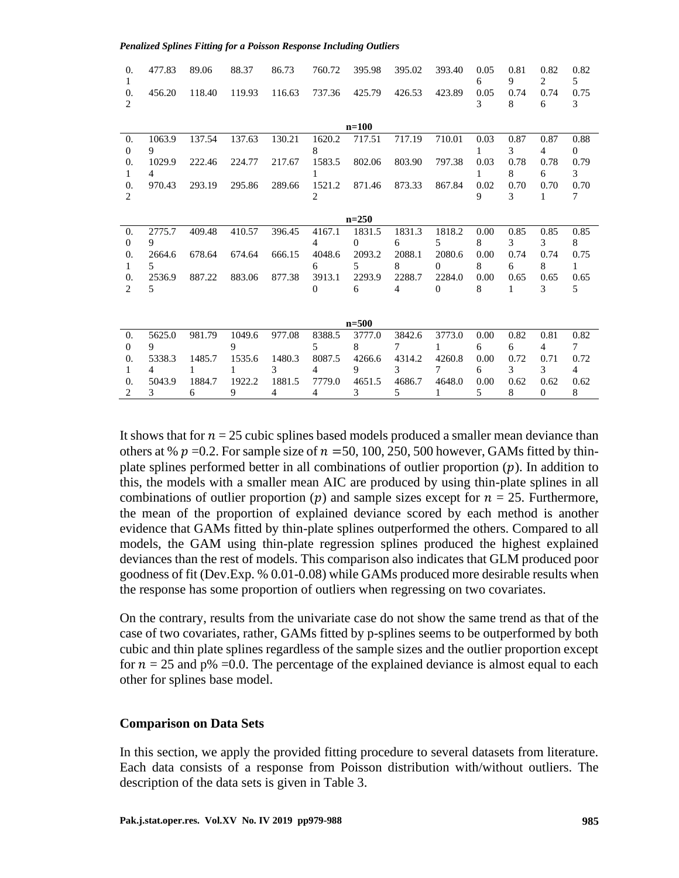| | | | | | | | | | | | | |
|---|---|---|---|---|---|---|---|---|---|---|---|---|
| 0.1 | 477.83 | 89.06 | 88.37 | 86.73 | 760.72 | 395.98 | 395.02 | 393.40 | 0.056 | 0.819 | 0.822 | 0.825 |
| 0.2 | 456.20 | 118.40 | 119.93 | 116.63 | 737.36 | 425.79 | 426.53 | 423.89 | 0.053 | 0.748 | 0.746 | 0.753 |
| | | | | | | **n=100** | | | | | | |
| 0.0 | 1063.99 | 137.54 | 137.63 | 130.21 | 1620.28 | 717.51 | 717.19 | 710.01 | 0.031 | 0.873 | 0.874 | 0.880 |
| 0.1 | 1029.94 | 222.46 | 224.77 | 217.67 | 1583.51 | 802.06 | 803.90 | 797.38 | 0.031 | 0.788 | 0.786 | 0.793 |
| 0.2 | 970.43 | 293.19 | 295.86 | 289.66 | 1521.22 | 871.46 | 873.33 | 867.84 | 0.029 | 0.703 | 0.701 | 0.707 |
| | | | | | | **n=250** | | | | | | |
| 0.0 | 2775.79 | 409.48 | 410.57 | 396.45 | 4167.14 | 1831.50 | 1831.36 | 1818.25 | 0.008 | 0.853 | 0.853 | 0.858 |
| 0.1 | 2664.65 | 678.64 | 674.64 | 666.15 | 4048.66 | 2093.25 | 2088.18 | 2080.60 | 0.008 | 0.746 | 0.748 | 0.751 |
| 0.2 | 2536.95 | 887.22 | 883.06 | 877.38 | 3913.10 | 2293.96 | 2288.74 | 2284.00 | 0.008 | 0.651 | 0.653 | 0.655 |
| | | | | | | **n=500** | | | | | | |
| 0.0 | 5625.09 | 981.79 | 1049.69 | 977.08 | 8388.55 | 3777.08 | 3842.67 | 3773.01 | 0.006 | 0.826 | 0.814 | 0.827 |
| 0.1 | 5338.34 | 1485.71 | 1535.61 | 1480.33 | 8087.54 | 4266.69 | 4314.23 | 4260.87 | 0.006 | 0.723 | 0.713 | 0.724 |
| 0.2 | 5043.93 | 1884.76 | 1922.29 | 1881.54 | 7779.04 | 4651.53 | 4686.75 | 4648.01 | 0.005 | 0.628 | 0.620 | 0.628 |

It shows that for $n$ = 25 cubic splines based models produced a smaller mean deviance than others at % $p$ =0.2. For sample size of $n$ =50, 100, 250, 500 however, GAMs fitted by thin-plate splines performed better in all combinations of outlier proportion ($p$). In addition to this, the models with a smaller mean AIC are produced by using thin-plate splines in all combinations of outlier proportion ($p$) and sample sizes except for $n$ = 25. Furthermore, the mean of the proportion of explained deviance scored by each method is another evidence that GAMs fitted by thin-plate splines outperformed the others. Compared to all models, the GAM using thin-plate regression splines produced the highest explained deviances than the rest of models. This comparison also indicates that GLM produced poor goodness of fit (Dev.Exp. % 0.01-0.08) while GAMs produced more desirable results when the response has some proportion of outliers when regressing on two covariates.

On the contrary, results from the univariate case do not show the same trend as that of the case of two covariates, rather, GAMs fitted by p-splines seems to be outperformed by both cubic and thin plate splines regardless of the sample sizes and the outlier proportion except for $n$ = 25 and p% =0.0. The percentage of the explained deviance is almost equal to each other for splines base model.

### Comparison on Data Sets

In this section, we apply the provided fitting procedure to several datasets from literature. Each data consists of a response from Poisson distribution with/without outliers. The description of the data sets is given in Table 3.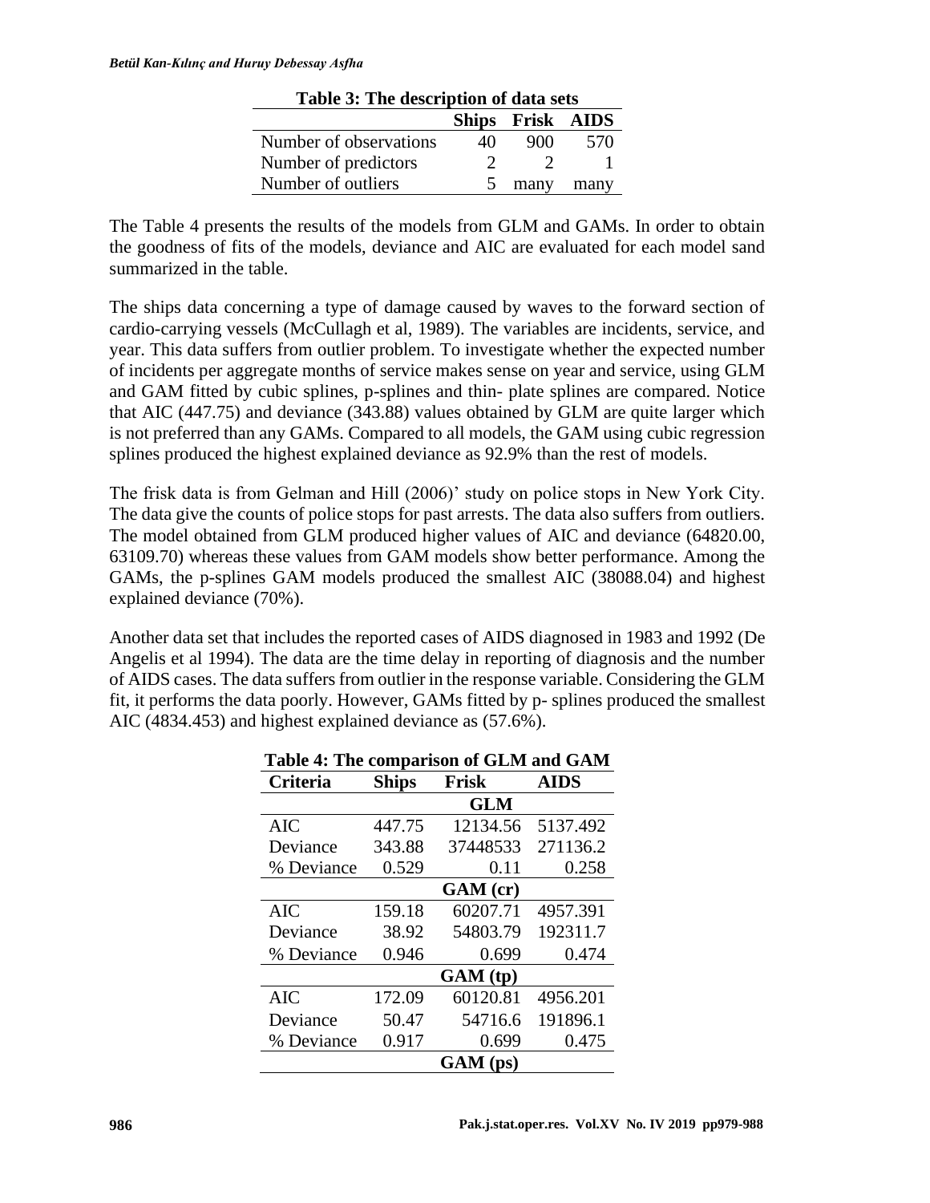**Table 3: The description of data sets**

| | Ships | Frisk | AIDS |
|---|---|---|---|
| Number of observations | 40 | 900 | 570 |
| Number of predictors | 2 | 2 | 1 |
| Number of outliers | 5 | many | many |

The Table 4 presents the results of the models from GLM and GAMs. In order to obtain the goodness of fits of the models, deviance and AIC are evaluated for each model sand summarized in the table.

The ships data concerning a type of damage caused by waves to the forward section of cardio-carrying vessels (McCullagh et al, 1989). The variables are incidents, service, and year. This data suffers from outlier problem. To investigate whether the expected number of incidents per aggregate months of service makes sense on year and service, using GLM and GAM fitted by cubic splines, p-splines and thin- plate splines are compared. Notice that AIC (447.75) and deviance (343.88) values obtained by GLM are quite larger which is not preferred than any GAMs. Compared to all models, the GAM using cubic regression splines produced the highest explained deviance as 92.9% than the rest of models.

The frisk data is from Gelman and Hill (2006)' study on police stops in New York City. The data give the counts of police stops for past arrests. The data also suffers from outliers. The model obtained from GLM produced higher values of AIC and deviance (64820.00, 63109.70) whereas these values from GAM models show better performance. Among the GAMs, the p-splines GAM models produced the smallest AIC (38088.04) and highest explained deviance (70%).

Another data set that includes the reported cases of AIDS diagnosed in 1983 and 1992 (De Angelis et al 1994). The data are the time delay in reporting of diagnosis and the number of AIDS cases. The data suffers from outlier in the response variable. Considering the GLM fit, it performs the data poorly. However, GAMs fitted by p- splines produced the smallest AIC (4834.453) and highest explained deviance as (57.6%).

**Table 4: The comparison of GLM and GAM**

| Criteria | Ships | Frisk | AIDS |
|---|---|---|---|
| | | **GLM** | |
| AIC | 447.75 | 12134.56 | 5137.492 |
| Deviance | 343.88 | 37448533 | 271136.2 |
| % Deviance | 0.529 | 0.11 | 0.258 |
| | | **GAM (cr)** | |
| AIC | 159.18 | 60207.71 | 4957.391 |
| Deviance | 38.92 | 54803.79 | 192311.7 |
| % Deviance | 0.946 | 0.699 | 0.474 |
| | | **GAM (tp)** | |
| AIC | 172.09 | 60120.81 | 4956.201 |
| Deviance | 50.47 | 54716.6 | 191896.1 |
| % Deviance | 0.917 | 0.699 | 0.475 |
| | | **GAM (ps)** | |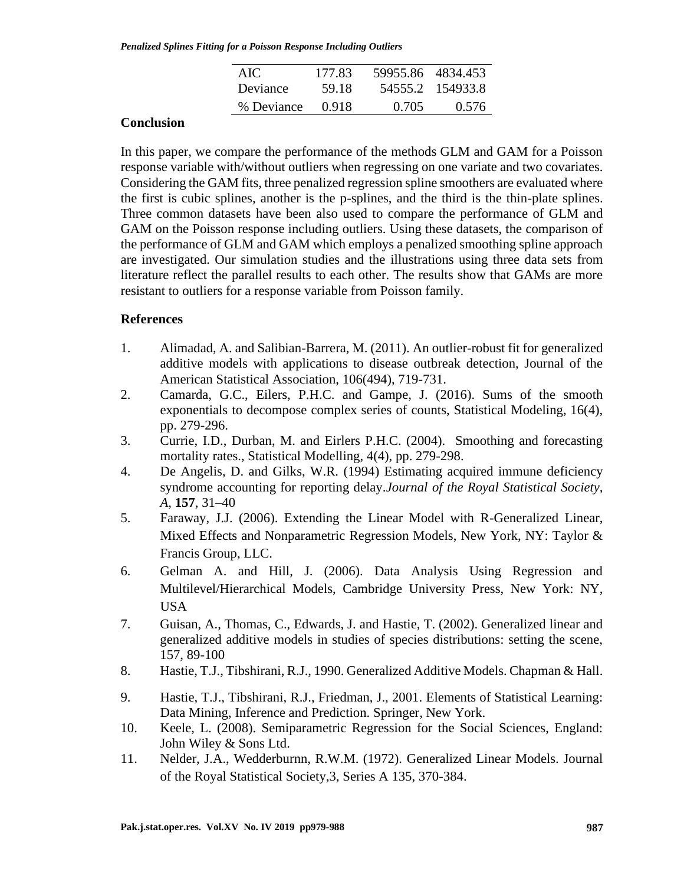| AIC | 177.83 | 59955.86 | 4834.453 |
|---|---|---|---|
| Deviance | 59.18 | 54555.2 | 154933.8 |
| % Deviance | 0.918 | 0.705 | 0.576 |

## Conclusion

In this paper, we compare the performance of the methods GLM and GAM for a Poisson response variable with/without outliers when regressing on one variate and two covariates. Considering the GAM fits, three penalized regression spline smoothers are evaluated where the first is cubic splines, another is the p-splines, and the third is the thin-plate splines. Three common datasets have been also used to compare the performance of GLM and GAM on the Poisson response including outliers. Using these datasets, the comparison of the performance of GLM and GAM which employs a penalized smoothing spline approach are investigated. Our simulation studies and the illustrations using three data sets from literature reflect the parallel results to each other. The results show that GAMs are more resistant to outliers for a response variable from Poisson family.

## References

1. Alimadad, A. and Salibian-Barrera, M. (2011). An outlier-robust fit for generalized additive models with applications to disease outbreak detection, Journal of the American Statistical Association, 106(494), 719-731.
2. Camarda, G.C., Eilers, P.H.C. and Gampe, J. (2016). Sums of the smooth exponentials to decompose complex series of counts, Statistical Modeling, 16(4), pp. 279-296.
3. Currie, I.D., Durban, M. and Eirlers P.H.C. (2004). Smoothing and forecasting mortality rates., Statistical Modelling, 4(4), pp. 279-298.
4. De Angelis, D. and Gilks, W.R. (1994) Estimating acquired immune deficiency syndrome accounting for reporting delay.*Journal of the Royal Statistical Society, A*, **157**, 31–40
5. Faraway, J.J. (2006). Extending the Linear Model with R-Generalized Linear, Mixed Effects and Nonparametric Regression Models, New York, NY: Taylor & Francis Group, LLC.
6. Gelman A. and Hill, J. (2006). Data Analysis Using Regression and Multilevel/Hierarchical Models, Cambridge University Press, New York: NY, USA
7. Guisan, A., Thomas, C., Edwards, J. and Hastie, T. (2002). Generalized linear and generalized additive models in studies of species distributions: setting the scene, 157, 89-100
8. Hastie, T.J., Tibshirani, R.J., 1990. Generalized Additive Models. Chapman & Hall.
9. Hastie, T.J., Tibshirani, R.J., Friedman, J., 2001. Elements of Statistical Learning: Data Mining, Inference and Prediction. Springer, New York.
10. Keele, L. (2008). Semiparametric Regression for the Social Sciences, England: John Wiley & Sons Ltd.
11. Nelder, J.A., Wedderburnn, R.W.M. (1972). Generalized Linear Models. Journal of the Royal Statistical Society,3, Series A 135, 370-384.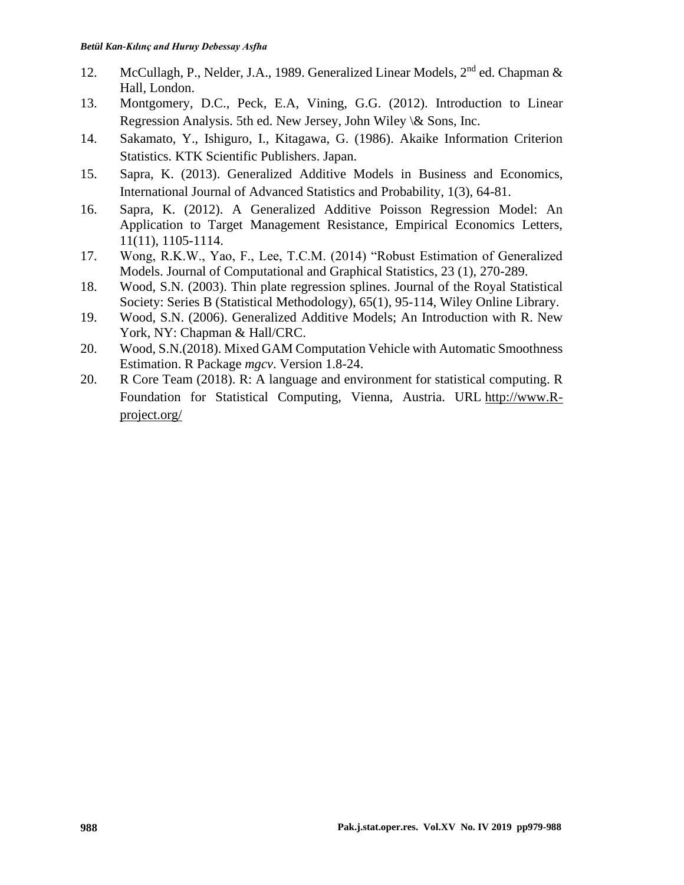12. McCullagh, P., Nelder, J.A., 1989. Generalized Linear Models, 2nd ed. Chapman & Hall, London.
13. Montgomery, D.C., Peck, E.A, Vining, G.G. (2012). Introduction to Linear Regression Analysis. 5th ed. New Jersey, John Wiley \& Sons, Inc.
14. Sakamato, Y., Ishiguro, I., Kitagawa, G. (1986). Akaike Information Criterion Statistics. KTK Scientific Publishers. Japan.
15. Sapra, K. (2013). Generalized Additive Models in Business and Economics, International Journal of Advanced Statistics and Probability, 1(3), 64-81.
16. Sapra, K. (2012). A Generalized Additive Poisson Regression Model: An Application to Target Management Resistance, Empirical Economics Letters, 11(11), 1105-1114.
17. Wong, R.K.W., Yao, F., Lee, T.C.M. (2014) "Robust Estimation of Generalized Models. Journal of Computational and Graphical Statistics, 23 (1), 270-289.
18. Wood, S.N. (2003). Thin plate regression splines. Journal of the Royal Statistical Society: Series B (Statistical Methodology), 65(1), 95-114, Wiley Online Library.
19. Wood, S.N. (2006). Generalized Additive Models; An Introduction with R. New York, NY: Chapman & Hall/CRC.
20. Wood, S.N.(2018). Mixed GAM Computation Vehicle with Automatic Smoothness Estimation. R Package *mgcv*. Version 1.8-24.
20. R Core Team (2018). R: A language and environment for statistical computing. R Foundation for Statistical Computing, Vienna, Austria. URL http://www.R-project.org/